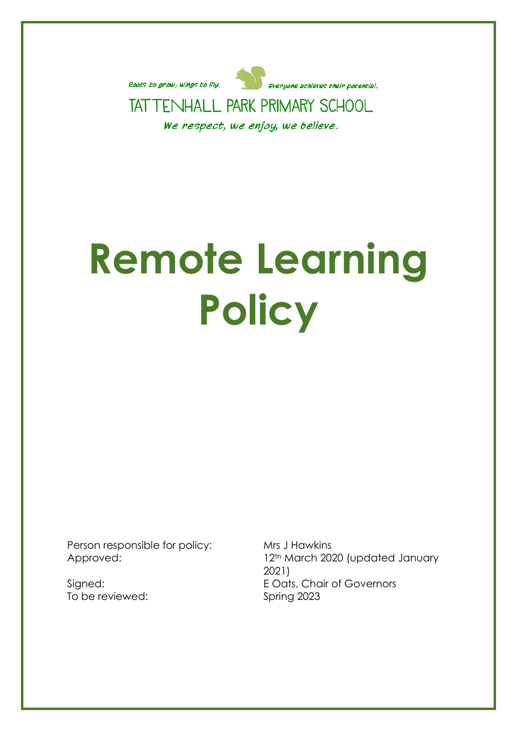Roots to grow; wings to fly. Everyone achieves their potential.

TATTENHALL PARK PRIMARY SCHOOL

*We respect, we enjoy, we believe.*

# Remote Learning Policy

Person responsible for policy: Mrs J Hawkins

Approved: 12th March 2020 (updated January 2021)

Signed: E Oats, Chair of Governors

To be reviewed: Spring 2023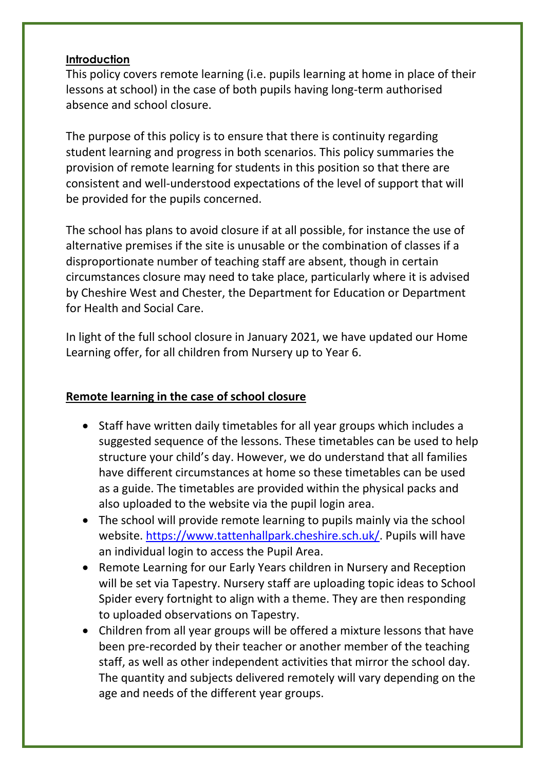**Introduction**

This policy covers remote learning (i.e. pupils learning at home in place of their lessons at school) in the case of both pupils having long-term authorised absence and school closure.

The purpose of this policy is to ensure that there is continuity regarding student learning and progress in both scenarios. This policy summaries the provision of remote learning for students in this position so that there are consistent and well-understood expectations of the level of support that will be provided for the pupils concerned.

The school has plans to avoid closure if at all possible, for instance the use of alternative premises if the site is unusable or the combination of classes if a disproportionate number of teaching staff are absent, though in certain circumstances closure may need to take place, particularly where it is advised by Cheshire West and Chester, the Department for Education or Department for Health and Social Care.

In light of the full school closure in January 2021, we have updated our Home Learning offer, for all children from Nursery up to Year 6.

**Remote learning in the case of school closure**

- Staff have written daily timetables for all year groups which includes a suggested sequence of the lessons. These timetables can be used to help structure your child's day. However, we do understand that all families have different circumstances at home so these timetables can be used as a guide. The timetables are provided within the physical packs and also uploaded to the website via the pupil login area.
- The school will provide remote learning to pupils mainly via the school website. [https://www.tattenhallpark.cheshire.sch.uk/](https://www.tattenhallpark.cheshire.sch.uk/). Pupils will have an individual login to access the Pupil Area.
- Remote Learning for our Early Years children in Nursery and Reception will be set via Tapestry. Nursery staff are uploading topic ideas to School Spider every fortnight to align with a theme. They are then responding to uploaded observations on Tapestry.
- Children from all year groups will be offered a mixture lessons that have been pre-recorded by their teacher or another member of the teaching staff, as well as other independent activities that mirror the school day. The quantity and subjects delivered remotely will vary depending on the age and needs of the different year groups.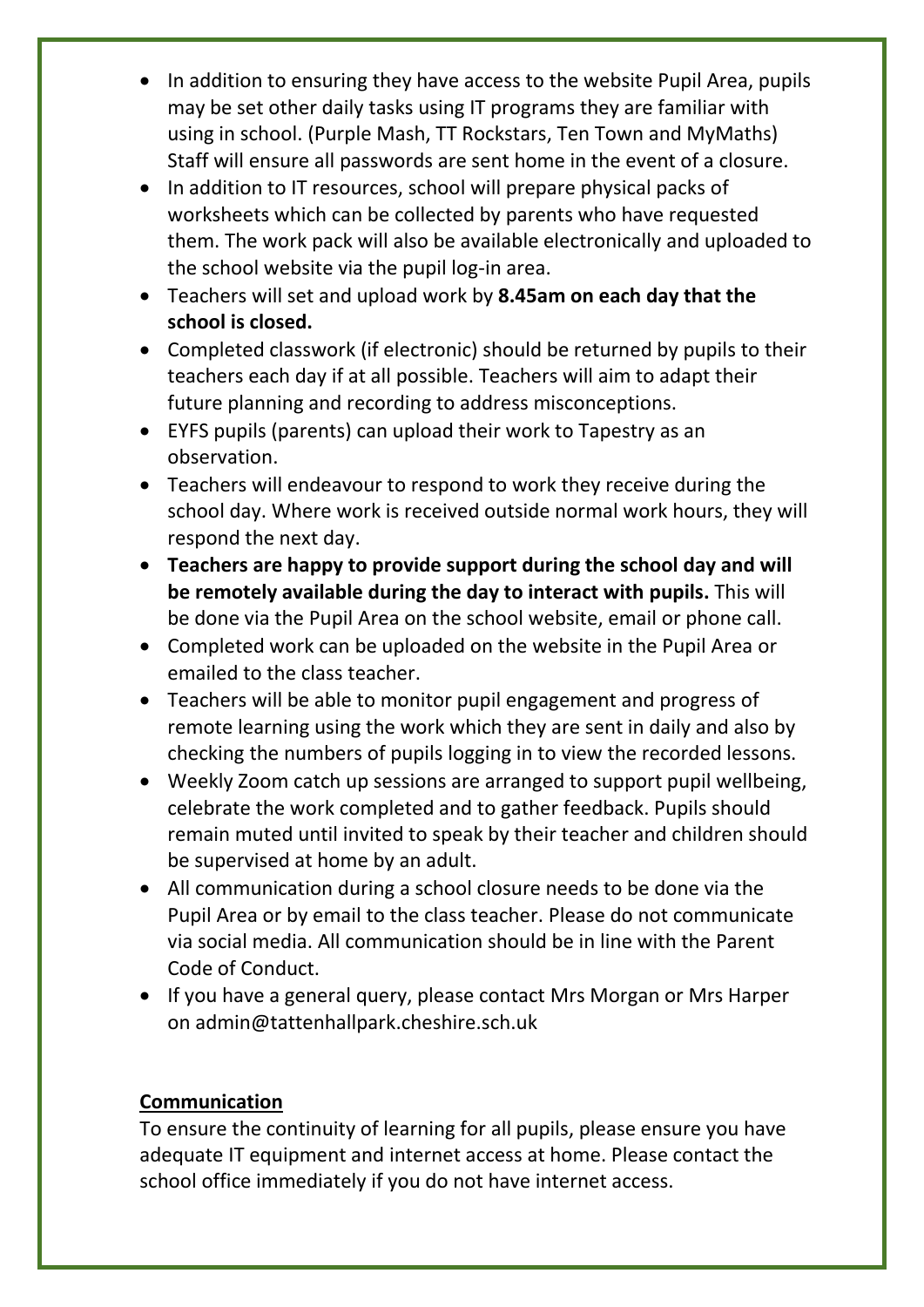- In addition to ensuring they have access to the website Pupil Area, pupils may be set other daily tasks using IT programs they are familiar with using in school. (Purple Mash, TT Rockstars, Ten Town and MyMaths) Staff will ensure all passwords are sent home in the event of a closure.
- In addition to IT resources, school will prepare physical packs of worksheets which can be collected by parents who have requested them. The work pack will also be available electronically and uploaded to the school website via the pupil log-in area.
- Teachers will set and upload work by **8.45am on each day that the school is closed.**
- Completed classwork (if electronic) should be returned by pupils to their teachers each day if at all possible. Teachers will aim to adapt their future planning and recording to address misconceptions.
- EYFS pupils (parents) can upload their work to Tapestry as an observation.
- Teachers will endeavour to respond to work they receive during the school day. Where work is received outside normal work hours, they will respond the next day.
- **Teachers are happy to provide support during the school day and will be remotely available during the day to interact with pupils.** This will be done via the Pupil Area on the school website, email or phone call.
- Completed work can be uploaded on the website in the Pupil Area or emailed to the class teacher.
- Teachers will be able to monitor pupil engagement and progress of remote learning using the work which they are sent in daily and also by checking the numbers of pupils logging in to view the recorded lessons.
- Weekly Zoom catch up sessions are arranged to support pupil wellbeing, celebrate the work completed and to gather feedback. Pupils should remain muted until invited to speak by their teacher and children should be supervised at home by an adult.
- All communication during a school closure needs to be done via the Pupil Area or by email to the class teacher. Please do not communicate via social media. All communication should be in line with the Parent Code of Conduct.
- If you have a general query, please contact Mrs Morgan or Mrs Harper on admin@tattenhallpark.cheshire.sch.uk

**Communication**

To ensure the continuity of learning for all pupils, please ensure you have adequate IT equipment and internet access at home. Please contact the school office immediately if you do not have internet access.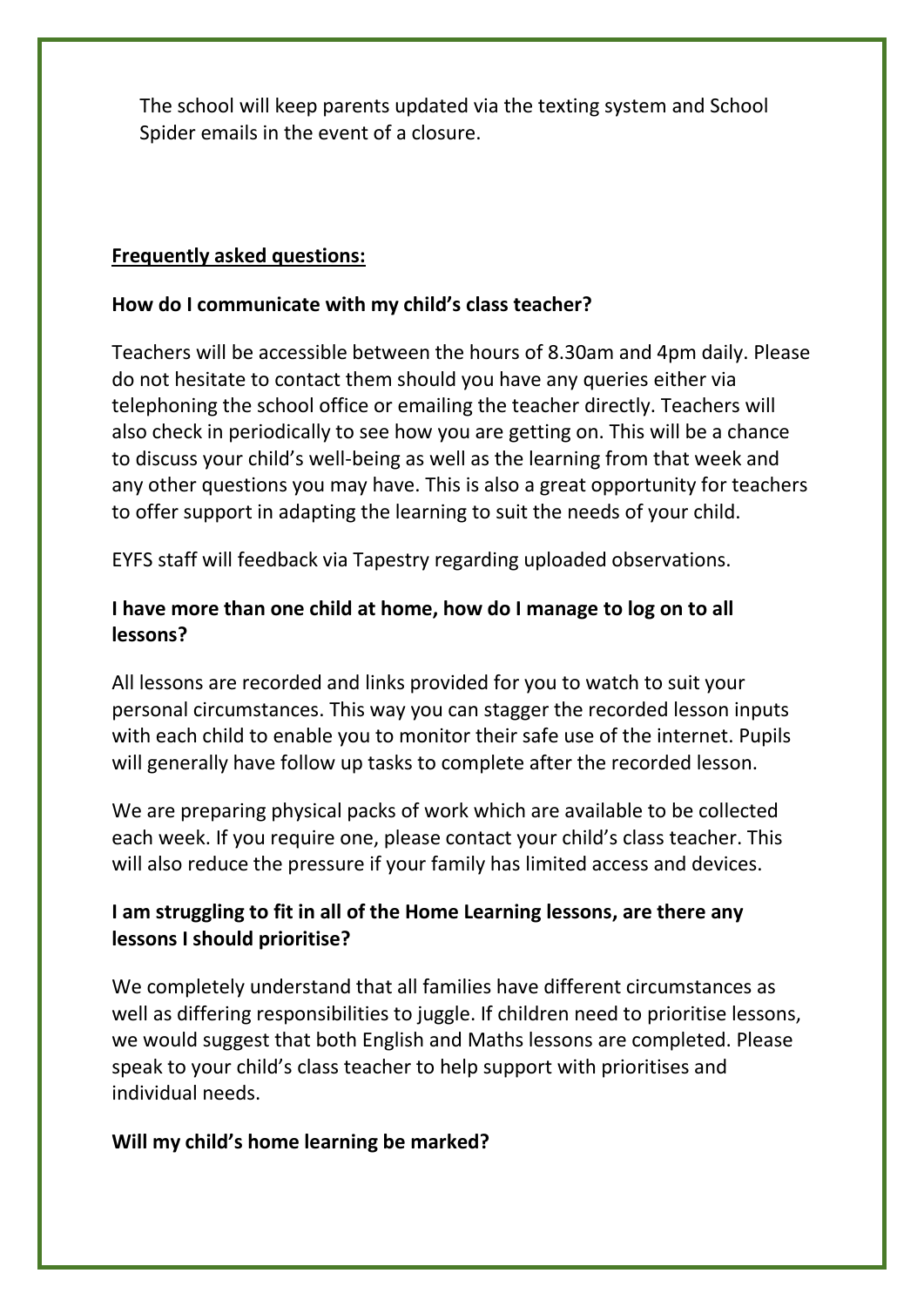The school will keep parents updated via the texting system and School Spider emails in the event of a closure.

**Frequently asked questions:**

**How do I communicate with my child's class teacher?**

Teachers will be accessible between the hours of 8.30am and 4pm daily. Please do not hesitate to contact them should you have any queries either via telephoning the school office or emailing the teacher directly. Teachers will also check in periodically to see how you are getting on. This will be a chance to discuss your child's well-being as well as the learning from that week and any other questions you may have. This is also a great opportunity for teachers to offer support in adapting the learning to suit the needs of your child.

EYFS staff will feedback via Tapestry regarding uploaded observations.

**I have more than one child at home, how do I manage to log on to all lessons?**

All lessons are recorded and links provided for you to watch to suit your personal circumstances. This way you can stagger the recorded lesson inputs with each child to enable you to monitor their safe use of the internet. Pupils will generally have follow up tasks to complete after the recorded lesson.

We are preparing physical packs of work which are available to be collected each week. If you require one, please contact your child's class teacher. This will also reduce the pressure if your family has limited access and devices.

**I am struggling to fit in all of the Home Learning lessons, are there any lessons I should prioritise?**

We completely understand that all families have different circumstances as well as differing responsibilities to juggle. If children need to prioritise lessons, we would suggest that both English and Maths lessons are completed. Please speak to your child's class teacher to help support with prioritises and individual needs.

**Will my child's home learning be marked?**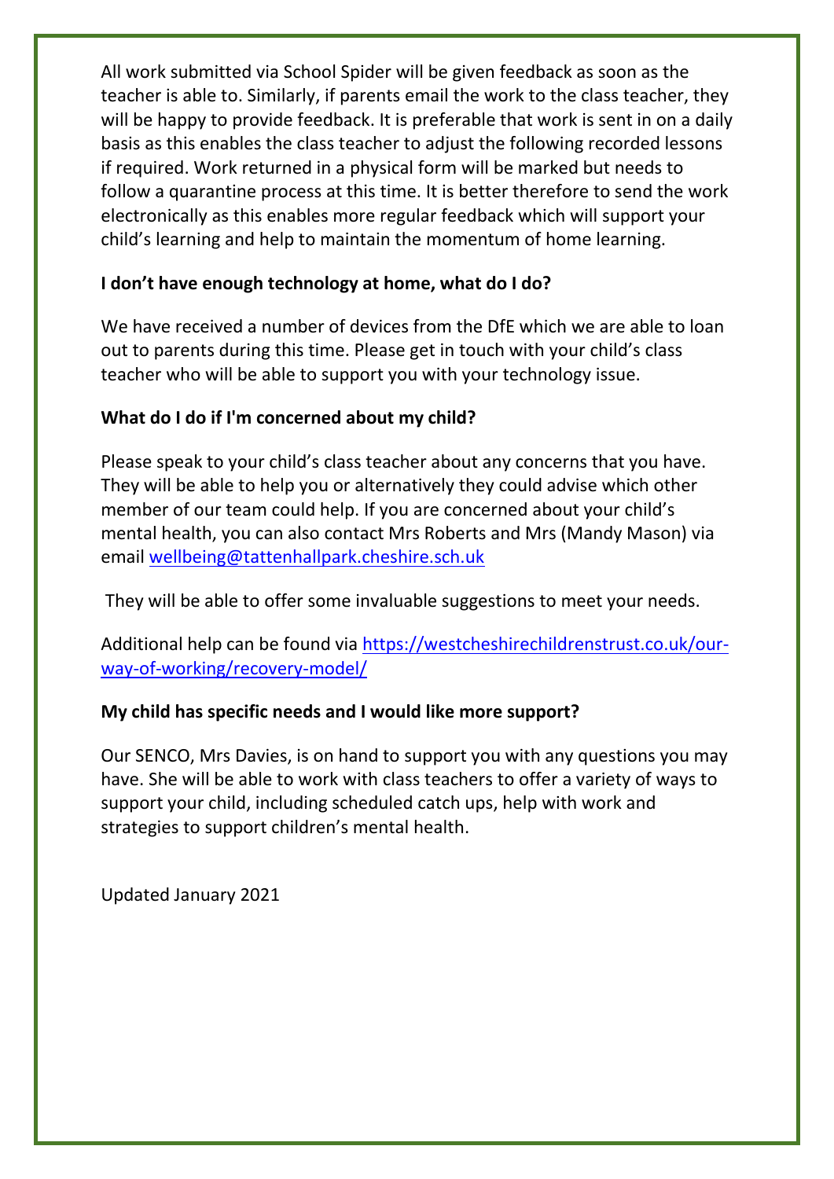All work submitted via School Spider will be given feedback as soon as the teacher is able to. Similarly, if parents email the work to the class teacher, they will be happy to provide feedback. It is preferable that work is sent in on a daily basis as this enables the class teacher to adjust the following recorded lessons if required. Work returned in a physical form will be marked but needs to follow a quarantine process at this time. It is better therefore to send the work electronically as this enables more regular feedback which will support your child's learning and help to maintain the momentum of home learning.

**I don't have enough technology at home, what do I do?**

We have received a number of devices from the DfE which we are able to loan out to parents during this time. Please get in touch with your child's class teacher who will be able to support you with your technology issue.

**What do I do if I'm concerned about my child?**

Please speak to your child's class teacher about any concerns that you have. They will be able to help you or alternatively they could advise which other member of our team could help. If you are concerned about your child's mental health, you can also contact Mrs Roberts and Mrs (Mandy Mason) via email [wellbeing@tattenhallpark.cheshire.sch.uk](mailto:wellbeing@tattenhallpark.cheshire.sch.uk)

They will be able to offer some invaluable suggestions to meet your needs.

Additional help can be found via [https://westcheshirechildrenstrust.co.uk/our-way-of-working/recovery-model/](https://westcheshirechildrenstrust.co.uk/our-way-of-working/recovery-model/)

**My child has specific needs and I would like more support?**

Our SENCO, Mrs Davies, is on hand to support you with any questions you may have. She will be able to work with class teachers to offer a variety of ways to support your child, including scheduled catch ups, help with work and strategies to support children's mental health.

Updated January 2021